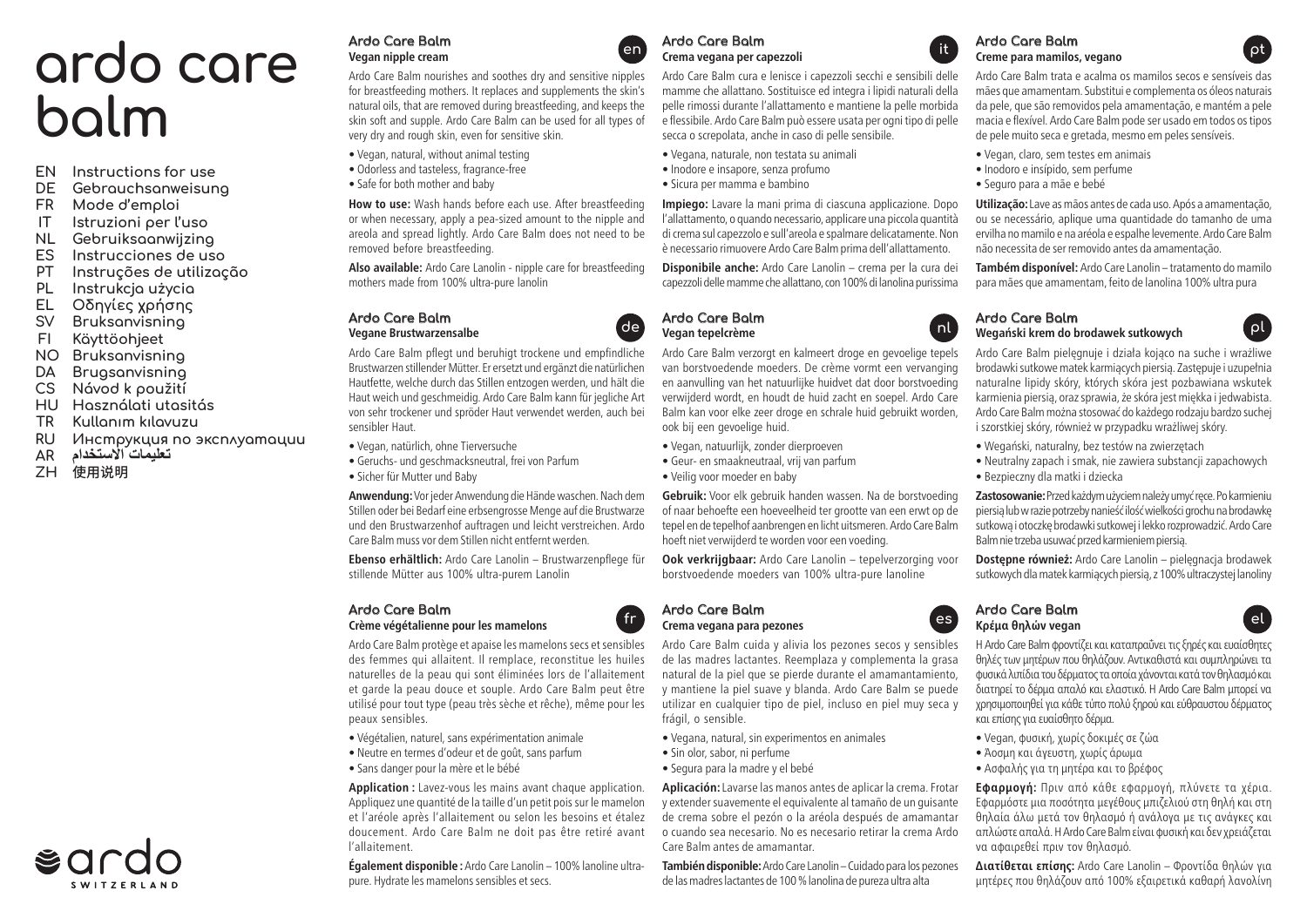# ardo care balm

- EN Instructions for use
- DE Gebrauchsanweisung
- FR Mode d'emploi
- IT Istruzioni per l'uso
- NL Gebruiksaanwijzing
- ES Instrucciones de uso
- PT Instruções de utilização
- PL Instrukcja użycia
- EL Οδηγίες χρήσης
- SV Bruksanvisning
- FI Käyttöohjeet
- NO Bruksanvisning
- DA Brugsanvisning
- CS Návod k použití
- HU Használati utasítás
- TR Kullanım kılavuzu
- RU Инструкция по эксплуатации
- AR تعليمات الاستخدام
- ZH 使用说明

ardo SWITZERLAND

## Ardo Care Balm (en)
**Vegan nipple cream**

Ardo Care Balm nourishes and soothes dry and sensitive nipples for breastfeeding mothers. It replaces and supplements the skin's natural oils, that are removed during breastfeeding, and keeps the skin soft and supple. Ardo Care Balm can be used for all types of very dry and rough skin, even for sensitive skin.

- Vegan, natural, without animal testing
- Odorless and tasteless, fragrance-free
- Safe for both mother and baby

**How to use:** Wash hands before each use. After breastfeeding or when necessary, apply a pea-sized amount to the nipple and areola and spread lightly. Ardo Care Balm does not need to be removed before breastfeeding.

**Also available:** Ardo Care Lanolin - nipple care for breastfeeding mothers made from 100% ultra-pure lanolin

## Ardo Care Balm (de)
**Vegane Brustwarzensalbe**

Ardo Care Balm pflegt und beruhigt trockene und empfindliche Brustwarzen stillender Mütter. Er ersetzt und ergänzt die natürlichen Hautfette, welche durch das Stillen entzogen werden, und hält die Haut weich und geschmeidig. Ardo Care Balm kann für jegliche Art von sehr trockener und spröder Haut verwendet werden, auch bei sensibler Haut.

- Vegan, natürlich, ohne Tierversuche
- Geruchs- und geschmacksneutral, frei von Parfum
- Sicher für Mutter und Baby

**Anwendung:** Vor jeder Anwendung die Hände waschen. Nach dem Stillen oder bei Bedarf eine erbsengrosse Menge auf die Brustwarze und den Brustwarzenhof auftragen und leicht verstreichen. Ardo Care Balm muss vor dem Stillen nicht entfernt werden.

**Ebenso erhältlich:** Ardo Care Lanolin – Brustwarzenpflege für stillende Mütter aus 100% ultra-purem Lanolin

## Ardo Care Balm (fr)
**Crème végétalienne pour les mamelons**

Ardo Care Balm protège et apaise les mamelons secs et sensibles des femmes qui allaitent. Il remplace, reconstitue les huiles naturelles de la peau qui sont éliminées lors de l'allaitement et garde la peau douce et souple. Ardo Care Balm peut être utilisé pour tout type (peau très sèche et rêche), même pour les peaux sensibles.

- Végétalien, naturel, sans expérimentation animale
- Neutre en termes d'odeur et de goût, sans parfum
- Sans danger pour la mère et le bébé

**Application :** Lavez-vous les mains avant chaque application. Appliquez une quantité de la taille d'un petit pois sur le mamelon et l'aréole après l'allaitement ou selon les besoins et étalez doucement. Ardo Care Balm ne doit pas être retiré avant l'allaitement.

**Également disponible :** Ardo Care Lanolin – 100% lanoline ultra-pure. Hydrate les mamelons sensibles et secs.

## Ardo Care Balm (it)
**Crema vegana per capezzoli**

Ardo Care Balm cura e lenisce i capezzoli secchi e sensibili delle mamme che allattano. Sostituisce ed integra i lipidi naturali della pelle rimossi durante l'allattamento e mantiene la pelle morbida e flessibile. Ardo Care Balm può essere usata per ogni tipo di pelle secca o screpolata, anche in caso di pelle sensibile.

- Vegana, naturale, non testata su animali
- Inodore e insapore, senza profumo
- Sicura per mamma e bambino

**Impiego:** Lavare la mani prima di ciascuna applicazione. Dopo l'allattamento, o quando necessario, applicare una piccola quantità di crema sul capezzolo e sull'areola e spalmare delicatamente. Non è necessario rimuovere Ardo Care Balm prima dell'allattamento.

**Disponibile anche:** Ardo Care Lanolin – crema per la cura dei capezzoli delle mamme che allattano, con 100% di lanolina purissima

## Ardo Care Balm (nl)
**Vegan tepelcrème**

Ardo Care Balm verzorgt en kalmeert droge en gevoelige tepels van borstvoedende moeders. De crème vormt een vervanging en aanvulling van het natuurlijke huidvet dat door borstvoeding verwijderd wordt, en houdt de huid zacht en soepel. Ardo Care Balm kan voor elke zeer droge en schrale huid gebruikt worden, ook bij een gevoelige huid.

- Vegan, natuurlijk, zonder dierproeven
- Geur- en smaakneutraal, vrij van parfum
- Veilig voor moeder en baby

**Gebruik:** Voor elk gebruik handen wassen. Na de borstvoeding of naar behoefte een hoeveelheid ter grootte van een erwt op de tepel en de tepelhof aanbrengen en licht uitsmeren. Ardo Care Balm hoeft niet verwijderd te worden voor een voeding.

**Ook verkrijgbaar:** Ardo Care Lanolin – tepelverzorging voor borstvoedende moeders van 100% ultra-pure lanoline

## Ardo Care Balm (es)
**Crema vegana para pezones**

Ardo Care Balm cuida y alivia los pezones secos y sensibles de las madres lactantes. Reemplaza y complementa la grasa natural de la piel que se pierde durante el amamantamiento, y mantiene la piel suave y blanda. Ardo Care Balm se puede utilizar en cualquier tipo de piel, incluso en piel muy seca y frágil, o sensible.

- Vegana, natural, sin experimentos en animales
- Sin olor, sabor, ni perfume
- Segura para la madre y el bebé

**Aplicación:** Lavarse las manos antes de aplicar la crema. Frotar y extender suavemente el equivalente al tamaño de un guisante de crema sobre el pezón o la aréola después de amamantar o cuando sea necesario. No es necesario retirar la crema Ardo Care Balm antes de amamantar.

**También disponible:** Ardo Care Lanolin – Cuidado para los pezones de las madres lactantes de 100 % lanolina de pureza ultra alta

## Ardo Care Balm (pt)
**Creme para mamilos, vegano**

Ardo Care Balm trata e acalma os mamilos secos e sensíveis das mães que amamentam. Substitui e complementa os óleos naturais da pele, que são removidos pela amamentação, e mantém a pele macia e flexível. Ardo Care Balm pode ser usado em todos os tipos de pele muito seca e gretada, mesmo em peles sensíveis.

- Vegan, claro, sem testes em animais
- Inodoro e insípido, sem perfume
- Seguro para a mãe e bebé

**Utilização:** Lave as mãos antes de cada uso. Após a amamentação, ou se necessário, aplique uma quantidade do tamanho de uma ervilha no mamilo e na aréola e espalhe levemente. Ardo Care Balm não necessita de ser removido antes da amamentação.

**Também disponível:** Ardo Care Lanolin – tratamento do mamilo para mães que amamentam, feito de lanolina 100% ultra pura

## Ardo Care Balm (pl)
**Wegański krem do brodawek sutkowych**

Ardo Care Balm pielęgnuje i działa kojąco na suche i wrażliwe brodawki sutkowe matek karmiących piersią. Zastępuje i uzupełnia naturalne lipidy skóry, których skóra jest pozbawiana wskutek karmienia piersią, oraz sprawia, że skóra jest miękka i jedwabista. Ardo Care Balm można stosować do każdego rodzaju bardzo suchej i szorstkiej skóry, również w przypadku wrażliwej skóry.

- Wegański, naturalny, bez testów na zwierzętach
- Neutralny zapach i smak, nie zawiera substancji zapachowych
- Bezpieczny dla matki i dziecka

**Zastosowanie:** Przed każdym użyciem należy umyć ręce. Po karmieniu piersią lub w razie potrzeby nanieść ilość wielkości grochu na brodawkę sutkową i otoczkę brodawki sutkowej i lekko rozprowadzić. Ardo Care Balm nie trzeba usuwać przed karmieniem piersią.

**Dostępne również:** Ardo Care Lanolin – pielęgnacja brodawek sutkowych dla matek karmiących piersią, z 100% ultraczystej lanoliny

## Ardo Care Balm (el)
**Κρέμα θηλών vegan**

Η Ardo Care Balm φροντίζει και καταπραΰνει τις ξηρές και ευαίσθητες θηλές των μητέρων που θηλάζουν. Αντικαθιστά και συμπληρώνει τα φυσικά λιπίδια του δέρματος τα οποία χάνονται κατά τον θηλασμό και διατηρεί το δέρμα απαλό και ελαστικό. Η Ardo Care Balm μπορεί να χρησιμοποιηθεί για κάθε τύπο πολύ ξηρού και εύθραυστου δέρματος και επίσης για ευαίσθητο δέρμα.

- Vegan, φυσική, χωρίς δοκιμές σε ζώα
- Άοσμη και άγευστη, χωρίς άρωμα
- Ασφαλής για τη μητέρα και το βρέφος

**Εφαρμογή:** Πριν από κάθε εφαρμογή, πλύνετε τα χέρια. Εφαρμόστε μια ποσότητα μεγέθους μπιζελιού στη θηλή και στη θηλαία άλω μετά τον θηλασμό ή ανάλογα με τις ανάγκες και απλώστε απαλά. Η Ardo Care Balm είναι φυσική και δεν χρειάζεται να αφαιρεθεί πριν τον θηλασμό.

**Διατίθεται επίσης:** Ardo Care Lanolin – Φροντίδα θηλών για μητέρες που θηλάζουν από 100% εξαιρετικά καθαρή λανολίνη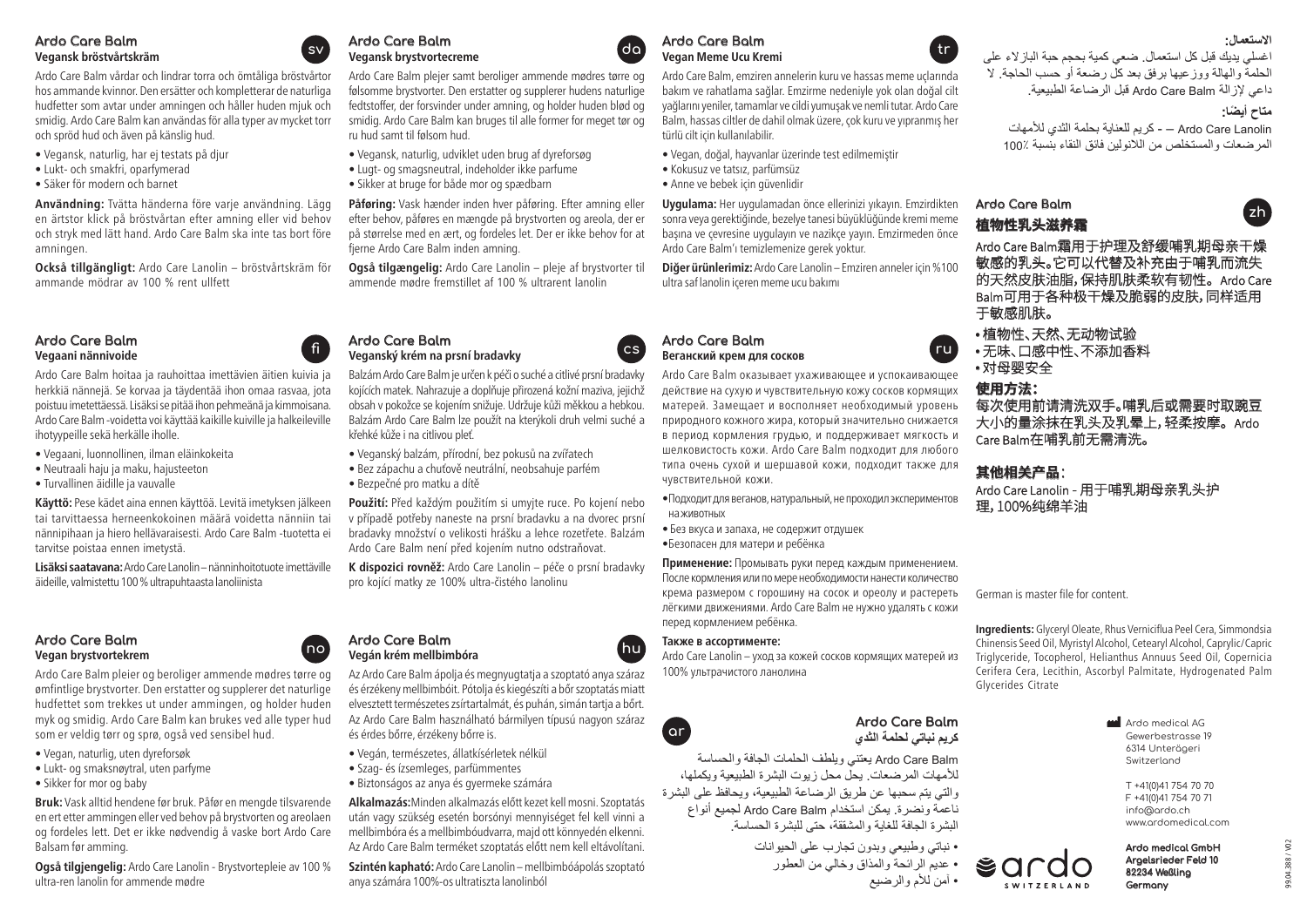## Ardo Care Balm
**Vegansk bröstvårtskräm**

Ardo Care Balm vårdar och lindrar torra och ömtåliga bröstvårtor hos ammande kvinnor. Den ersätter och kompletterar de naturliga hudfetter som avtar under amningen och håller huden mjuk och smidig. Ardo Care Balm kan användas för alla typer av mycket torr och spröd hud och även på känslig hud.

- Vegansk, naturlig, har ej testats på djur
- Lukt- och smakfri, oparfymerad
- Säker för modern och barnet

**Användning:** Tvätta händerna före varje användning. Lägg en ärtstor klick på bröstvårtan efter amning eller vid behov och stryk med lätt hand. Ardo Care Balm ska inte tas bort före amningen.

**Också tillgängligt:** Ardo Care Lanolin – bröstvårtskräm för ammande mödrar av 100 % rent ullfett

## Ardo Care Balm
**Vegaani nännivoide**

Ardo Care Balm hoitaa ja rauhoittaa imettävien äitien kuivia ja herkkiä nännejä. Se korvaa ja täydentää ihon omaa rasvaa, jota poistuu imetettäessä. Lisäksi se pitää ihon pehmeänä ja kimmoisana. Ardo Care Balm -voidetta voi käyttää kaikille kuiville ja halkeileville ihotyypeille sekä herkälle iholle.

- Vegaani, luonnollinen, ilman eläinkokeita
- Neutraali haju ja maku, hajusteeton
- Turvallinen äidille ja vauvalle

**Käyttö:** Pese kädet aina ennen käyttöä. Levitä imetyksen jälkeen tai tarvittaessa herneenkokoinen määrä voidetta nänniin tai nännipihaan ja hiero hellävaraisesti. Ardo Care Balm -tuotetta ei tarvitse poistaa ennen imetystä.

**Lisäksi saatavana:** Ardo Care Lanolin – nänninhoitotuote imettäville äideille, valmistettu 100 % ultrapuhtaasta lanoliinista

## Ardo Care Balm
**Vegan brystvortekrem**

Ardo Care Balm pleier og beroliger ammende mødres tørre og ømfintlige brystvorter. Den erstatter og supplerer det naturlige hudfettet som trekkes ut under ammingen, og holder huden myk og smidig. Ardo Care Balm kan brukes ved alle typer hud som er veldig tørr og sprø, også ved sensibel hud.

- Vegan, naturlig, uten dyreforsøk
- Lukt- og smaksnøytral, uten parfyme
- Sikker for mor og baby

**Bruk:** Vask alltid hendene før bruk. Påfør en mengde tilsvarende en ert etter ammingen eller ved behov på brystvorten og areolaen og fordele lett. Det er ikke nødvendig å vaske bort Ardo Care Balsam før amming.

**Også tilgjengelig:** Ardo Care Lanolin - Brystvortepleie av 100 % ultra-ren lanolin for ammende mødre

## Ardo Care Balm
**Vegansk brystvortecreme**

Ardo Care Balm plejer samt beroliger ammende mødres tørre og følsomme brystvorter. Den erstatter og supplerer hudens naturlige fedtstoffer, der forsvinder under amning, og holder huden blød og smidig. Ardo Care Balm kan bruges til alle former for meget tør og ru hud samt til følsom hud.

- Vegansk, naturlig, udviklet uden brug af dyreforsøg
- Lugt- og smagsneutral, indeholder ikke parfume
- Sikker at bruge for både mor og spædbarn

**Påføring:** Vask hænder inden hver påføring. Efter amning eller efter behov, påføres en mængde på brystvorten og areola, der er på størrelse med en ært, og fordeles let. Der er ikke behov for at fjerne Ardo Care Balm inden amning.

**Også tilgængelig:** Ardo Care Lanolin – pleje af brystvorter til ammende mødre fremstillet af 100 % ultrarent lanolin

## Ardo Care Balm
**Veganský krém na prsní bradavky**

Balzám Ardo Care Balm je určen k péči o suché a citlivé prsní bradavky kojících matek. Nahrazuje a doplňuje přirozená kožní maziva, jejichž obsah v pokožce se kojením snižuje. Udržuje kůži měkkou a hebkou. Balzám Ardo Care Balm lze použít na kterýkoli druh velmi suché a křehké kůže i na citlivou pleť.

- Veganský balzám, přírodní, bez pokusů na zvířatech
- Bez zápachu a chuťově neutrální, neobsahuje parfém
- Bezpečné pro matku a dítě

**Použití:** Před každým použitím si umyjte ruce. Po kojení nebo v případě potřeby naneste na prsní bradavku a na dvorec prsní bradavky množství o velikosti hrášku a lehce rozetřete. Balzám Ardo Care Balm není před kojením nutno odstraňovat.

**K dispozici rovněž:** Ardo Care Lanolin – péče o prsní bradavky pro kojící matky ze 100% ultra-čistého lanolinu

## Ardo Care Balm
**Vegán krém mellbimbóra**

Az Ardo Care Balm ápolja és megnyugtatja a szoptató anya száraz és érzékeny mellbimbóit. Pótolja és kiegészíti a bőr szoptatás miatt elvesztett természetes zsírtartalmát, és puhán, simán tartja a bőrt. Az Ardo Care Balm használható bármilyen típusú nagyon száraz és érdes bőrre, érzékeny bőrre is.

- Vegán, természetes, állatkísérletek nélkül
- Szag- és ízsemleges, parfümmentes
- Biztonságos az anya és gyermeke számára

**Alkalmazás:** Minden alkalmazás előtt kezet kell mosni. Szoptatás után vagy szükség esetén borsónyi mennyiséget fel kell vinni a mellbimbóra és a mellbimbóudvarra, majd ott könnyedén elkenni. Az Ardo Care Balm terméket szoptatás előtt nem kell eltávolítani.

**Szintén kapható:** Ardo Care Lanolin – mellbimbóápolás szoptató anya számára 100%-os ultratiszta lanolinból

## Ardo Care Balm
**Vegan Meme Ucu Kremi**

Ardo Care Balm, emziren annelerin kuru ve hassas meme uçlarında bakım ve rahatlama sağlar. Emzirme nedeniyle yok olan doğal cilt yağlarını yeniler, tamamlar ve cildi yumuşak ve nemli tutar. Ardo Care Balm, hassas ciltler de dahil olmak üzere, çok kuru ve yıpranmış her türlü cilt için kullanılabilir.

- Vegan, doğal, hayvanlar üzerinde test edilmemiştir
- Kokusuz ve tatsız, parfümsüz
- Anne ve bebek için güvenlidir

**Uygulama:** Her uygulamadan önce ellerinizi yıkayın. Emzirdikten sonra veya gerektiğinde, bezelye tanesi büyüklüğünde kremi meme başına ve çevresine uygulayın ve nazikçe yayın. Emzirmeden önce Ardo Care Balm'ı temizlemenize gerek yoktur.

**Diğer ürünlerimiz:** Ardo Care Lanolin – Emziren anneler için %100 ultra saf lanolin içeren meme ucu bakımı

## Ardo Care Balm
**Веганский крем для сосков**

Ardo Care Balm оказывает ухаживающее и успокаивающее действие на сухую и чувствительную кожу сосков кормящих матерей. Замещает и восполняет необходимый уровень природного кожного жира, который значительно снижается в период кормления грудью, и поддерживает мягкость и шелковистость кожи. Ardo Care Balm подходит для любого типа очень сухой и шершавой кожи, подходит также для чувствительной кожи.

- Подходит для веганов, натуральный, не проходил экспериментов на животных
- Без вкуса и запаха, не содержит отдушек
- Безопасен для матери и ребёнка

**Применение:** Промывать руки перед каждым применением. После кормления или по мере необходимости нанести количество крема размером с горошину на сосок и ареолу и растереть лёгкими движениями. Ardo Care Balm не нужно удалять с кожи перед кормлением ребёнка.

**Также в ассортименте:**
Ardo Care Lanolin – уход за кожей сосков кормящих матерей из 100% ультрачистого ланолина

## Ardo Care Balm
**كريم نباتي لحلمة الثدي**

Ardo Care Balm يعتني ويلطف الحلمات الجافة والحساسة للأمهات المرضعات. يحل محل زيوت البشرة الطبيعية ويكملها، والتي يتم سحبها عن طريق الرضاعة الطبيعية، ويحافظ على البشرة ناعمة ونضرة. يمكن استخدام Ardo Care Balm لجميع أنواع البشرة الجافة للغاية والمشققة، حتى للبشرة الحساسة.

- نباتي وطبيعي وبدون تجارب على الحيوانات
- عديم الرائحة والمذاق وخالي من العطور
- آمن للأم والرضيع

**الاستعمال:**
اغسلي يديك قبل كل استعمال. ضعي كمية بحجم حبة البازلاء على الحلمة والهالة ووزعيها برفق بعد كل رضعة أو حسب الحاجة. لا داعي لإزالة Ardo Care Balm قبل الرضاعة الطبيعية.

**متاح أيضا:**
Ardo Care Lanolin – كريم للعناية بحلمة الثدي للأمهات المرضعات والمستخلص من اللانولين فائق النقاء بنسبة 100٪

## Ardo Care Balm
**植物性乳头滋养霜**

Ardo Care Balm霜用于护理及舒缓哺乳期母亲干燥敏感的乳头。它可以代替及补充由于哺乳而流失的天然皮肤油脂，保持肌肤柔软有韧性。Ardo Care Balm可用于各种极干燥及脆弱的皮肤，同样适用于敏感肌肤。

- 植物性、天然、无动物试验
- 无味、口感中性、不添加香料
- 对母婴安全

**使用方法：**
每次使用前请清洗双手。哺乳后或需要时取豌豆大小的量涂抹在乳头及乳晕上，轻柔按摩。Ardo Care Balm在哺乳前无需清洗。

**其他相关产品：**
Ardo Care Lanolin - 用于哺乳期母亲乳头护理，100%纯绵羊油

German is master file for content.

**Ingredients:** Glyceryl Oleate, Rhus Verniciflua Peel Cera, Simmondsia Chinensis Seed Oil, Myristyl Alcohol, Cetearyl Alcohol, Caprylic/Capric Triglyceride, Tocopherol, Helianthus Annuus Seed Oil, Copernicia Cerifera Cera, Lecithin, Ascorbyl Palmitate, Hydrogenated Palm Glycerides Citrate

Ardo medical AG
Gewerbestrasse 19
6314 Unterägeri
Switzerland

T +41(0)41 754 70 70
F +41(0)41 754 70 71
info@ardo.ch
www.ardomedical.com

**Ardo medical GmbH**
**Argelsrieder Feld 10**
**82234 Weßling**
**Germany**

ardo SWITZERLAND

99.04.388 / V02